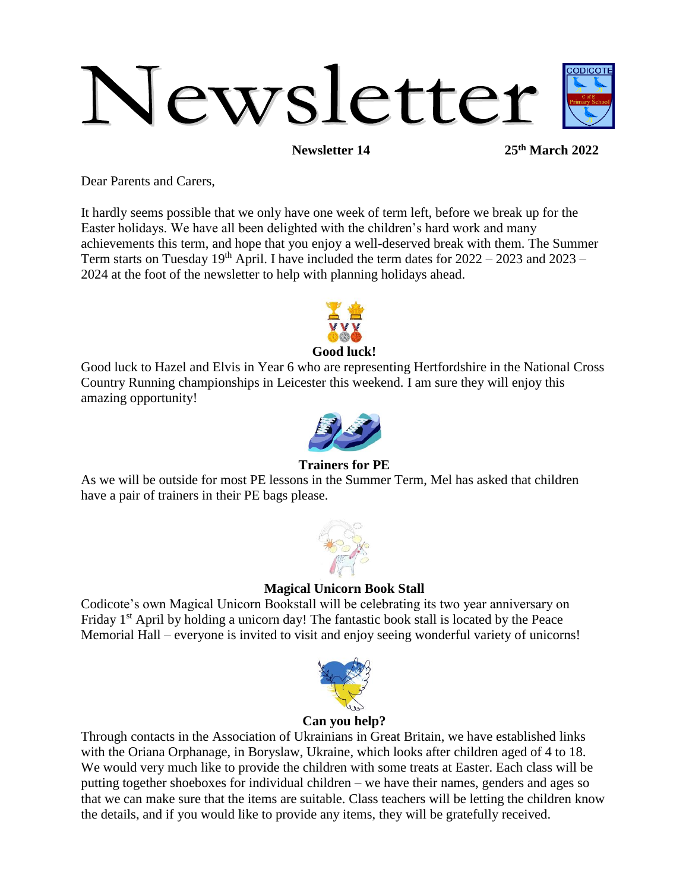# Newsletter

**Newsletter 14** **25th March 2022**

Dear Parents and Carers,

It hardly seems possible that we only have one week of term left, before we break up for the Easter holidays. We have all been delighted with the children's hard work and many achievements this term, and hope that you enjoy a well-deserved break with them. The Summer Term starts on Tuesday 19th April. I have included the term dates for 2022 – 2023 and 2023 – 2024 at the foot of the newsletter to help with planning holidays ahead.

### Good luck!

Good luck to Hazel and Elvis in Year 6 who are representing Hertfordshire in the National Cross Country Running championships in Leicester this weekend. I am sure they will enjoy this amazing opportunity!

### Trainers for PE

As we will be outside for most PE lessons in the Summer Term, Mel has asked that children have a pair of trainers in their PE bags please.

### Magical Unicorn Book Stall

Codicote's own Magical Unicorn Bookstall will be celebrating its two year anniversary on Friday 1st April by holding a unicorn day! The fantastic book stall is located by the Peace Memorial Hall – everyone is invited to visit and enjoy seeing wonderful variety of unicorns!

### Can you help?

Through contacts in the Association of Ukrainians in Great Britain, we have established links with the Oriana Orphanage, in Boryslaw, Ukraine, which looks after children aged of 4 to 18. We would very much like to provide the children with some treats at Easter. Each class will be putting together shoeboxes for individual children – we have their names, genders and ages so that we can make sure that the items are suitable. Class teachers will be letting the children know the details, and if you would like to provide any items, they will be gratefully received.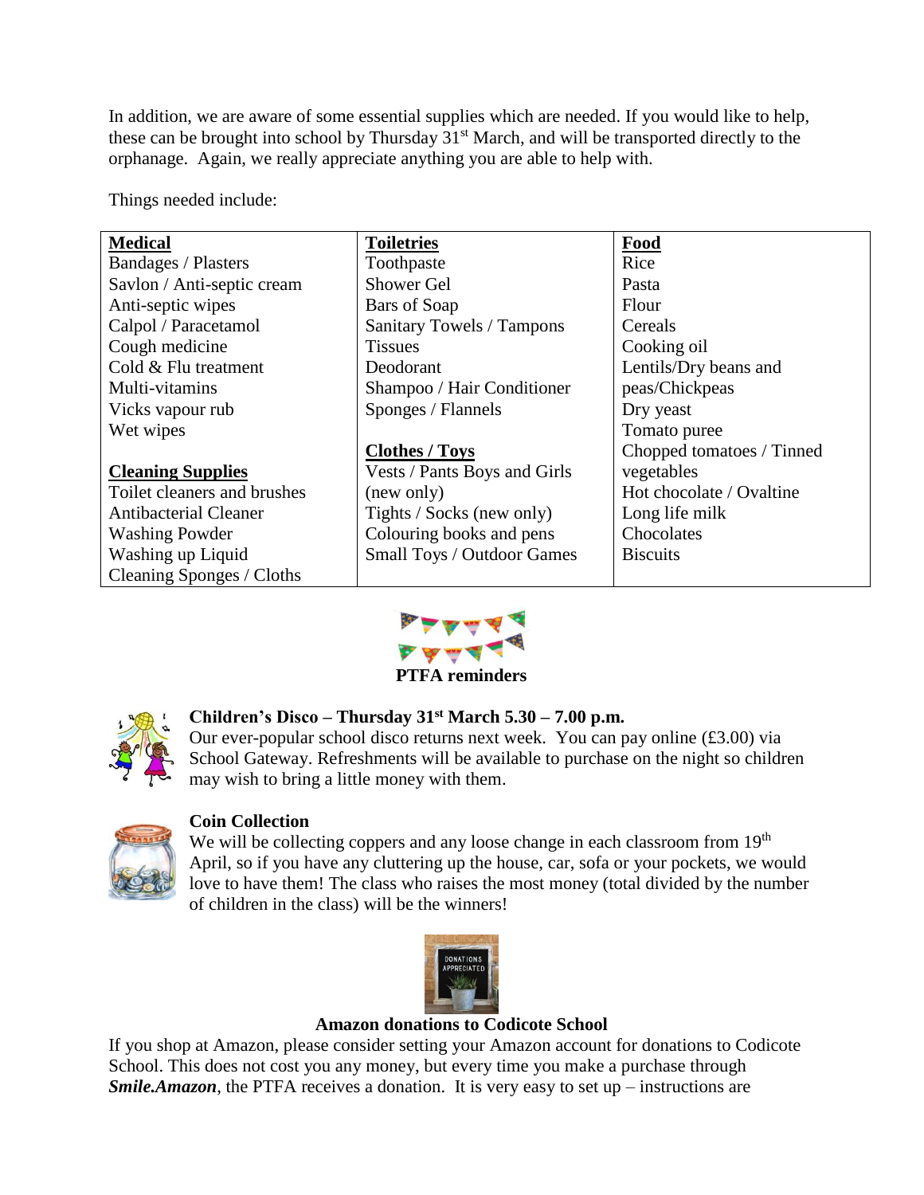In addition, we are aware of some essential supplies which are needed. If you would like to help, these can be brought into school by Thursday 31st March, and will be transported directly to the orphanage. Again, we really appreciate anything you are able to help with.

Things needed include:

| **Medical** | **Toiletries** | **Food** |
|---|---|---|
| Bandages / Plasters | Toothpaste | Rice |
| Savlon / Anti-septic cream | Shower Gel | Pasta |
| Anti-septic wipes | Bars of Soap | Flour |
| Calpol / Paracetamol | Sanitary Towels / Tampons | Cereals |
| Cough medicine | Tissues | Cooking oil |
| Cold & Flu treatment | Deodorant | Lentils/Dry beans and peas/Chickpeas |
| Multi-vitamins | Shampoo / Hair Conditioner | Dry yeast |
| Vicks vapour rub | Sponges / Flannels | Tomato puree |
| Wet wipes | | Chopped tomatoes / Tinned vegetables |
| **Cleaning Supplies** | **Clothes / Toys** | Hot chocolate / Ovaltine |
| Toilet cleaners and brushes | Vests / Pants Boys and Girls (new only) | Long life milk |
| Antibacterial Cleaner | Tights / Socks (new only) | Chocolates |
| Washing Powder | Colouring books and pens | Biscuits |
| Washing up Liquid | Small Toys / Outdoor Games | |
| Cleaning Sponges / Cloths | | |

## PTFA reminders

**Children's Disco – Thursday 31st March 5.30 – 7.00 p.m.**

Our ever-popular school disco returns next week. You can pay online (£3.00) via School Gateway. Refreshments will be available to purchase on the night so children may wish to bring a little money with them.

**Coin Collection**

We will be collecting coppers and any loose change in each classroom from 19th April, so if you have any cluttering up the house, car, sofa or your pockets, we would love to have them! The class who raises the most money (total divided by the number of children in the class) will be the winners!

**Amazon donations to Codicote School**

If you shop at Amazon, please consider setting your Amazon account for donations to Codicote School. This does not cost you any money, but every time you make a purchase through ***Smile.Amazon***, the PTFA receives a donation. It is very easy to set up – instructions are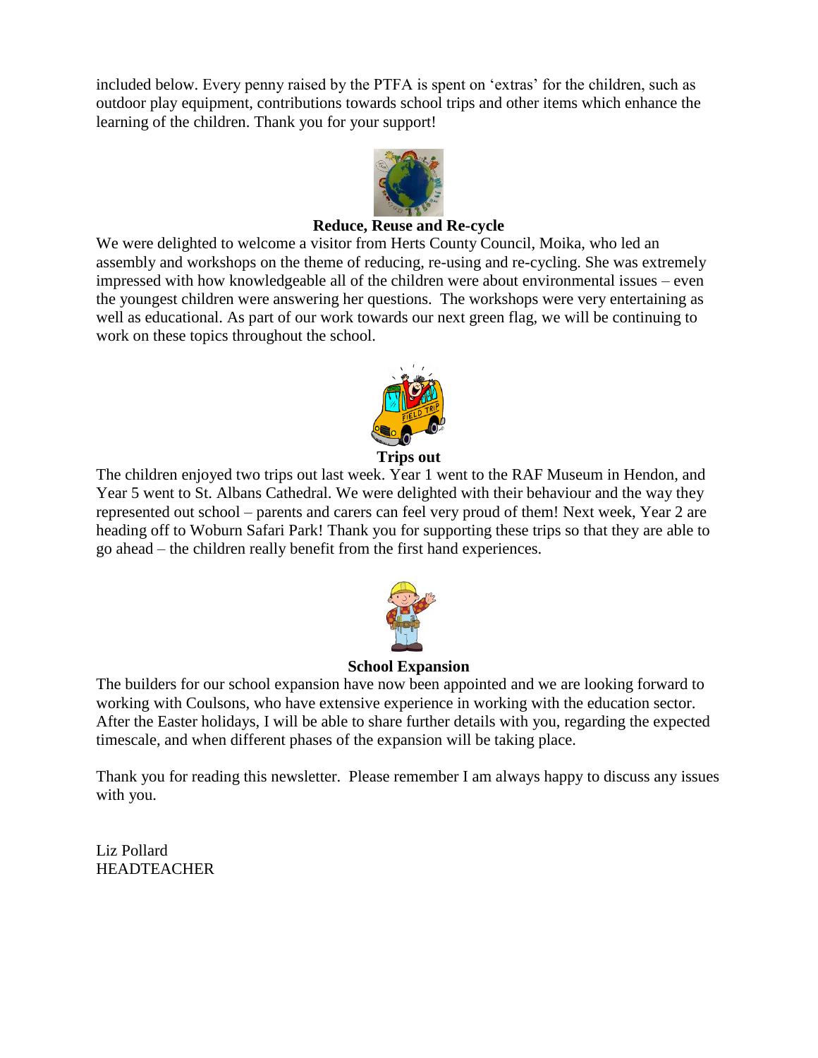included below. Every penny raised by the PTFA is spent on 'extras' for the children, such as outdoor play equipment, contributions towards school trips and other items which enhance the learning of the children. Thank you for your support!

**Reduce, Reuse and Re-cycle**

We were delighted to welcome a visitor from Herts County Council, Moika, who led an assembly and workshops on the theme of reducing, re-using and re-cycling. She was extremely impressed with how knowledgeable all of the children were about environmental issues – even the youngest children were answering her questions. The workshops were very entertaining as well as educational. As part of our work towards our next green flag, we will be continuing to work on these topics throughout the school.

**Trips out**

The children enjoyed two trips out last week. Year 1 went to the RAF Museum in Hendon, and Year 5 went to St. Albans Cathedral. We were delighted with their behaviour and the way they represented out school – parents and carers can feel very proud of them! Next week, Year 2 are heading off to Woburn Safari Park! Thank you for supporting these trips so that they are able to go ahead – the children really benefit from the first hand experiences.

**School Expansion**

The builders for our school expansion have now been appointed and we are looking forward to working with Coulsons, who have extensive experience in working with the education sector. After the Easter holidays, I will be able to share further details with you, regarding the expected timescale, and when different phases of the expansion will be taking place.

Thank you for reading this newsletter. Please remember I am always happy to discuss any issues with you.

Liz Pollard
HEADTEACHER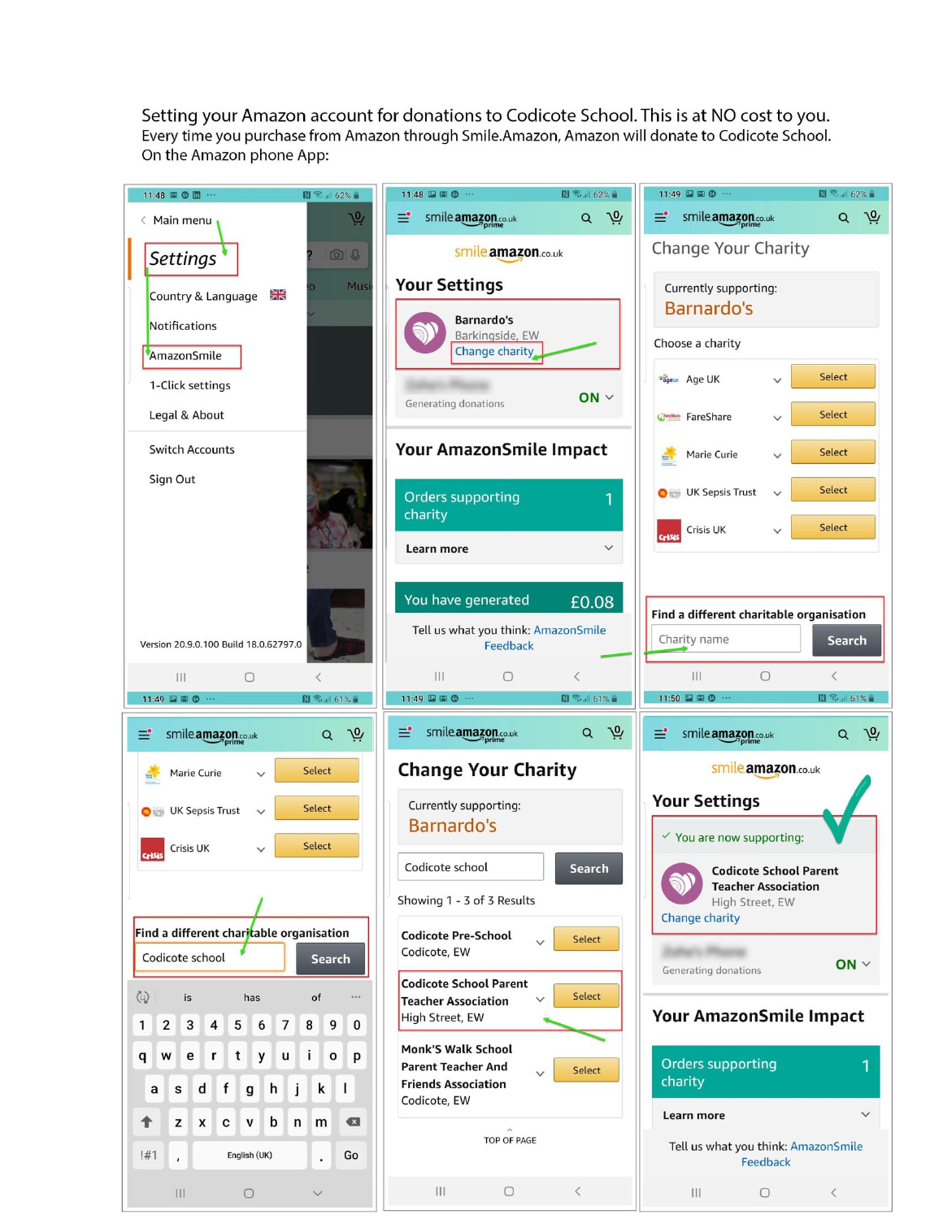Setting your Amazon account for donations to Codicote School. This is at NO cost to you.
Every time you purchase from Amazon through Smile.Amazon, Amazon will donate to Codicote School.
On the Amazon phone App:

Main menu

Settings

Country & Language

Notifications

AmazonSmile

1-Click settings

Legal & About

Switch Accounts

Sign Out

Version 20.9.0.100 Build 18.0.62797.0

smile.amazon.co.uk

## Your Settings

Barnardo's
Barkingside, EW
Change charity

Generating donations ON

## Your AmazonSmile Impact

Orders supporting charity 1

Learn more

You have generated £0.08

Tell us what you think: AmazonSmile Feedback

## Change Your Charity

Currently supporting:
Barnardo's

Choose a charity

| | |
|---|---|
| Age UK | Select |
| FareShare | Select |
| Marie Curie | Select |
| UK Sepsis Trust | Select |
| Crisis UK | Select |

Find a different charitable organisation

Charity name | Search

| | |
|---|---|
| Marie Curie | Select |
| UK Sepsis Trust | Select |
| Crisis UK | Select |

Find a different charitable organisation

Codicote school | Search

## Change Your Charity

Currently supporting:
Barnardo's

Codicote school | Search

Showing 1 - 3 of 3 Results

| | |
|---|---|
| Codicote Pre-School<br>Codicote, EW | Select |
| Codicote School Parent Teacher Association<br>High Street, EW | Select |
| Monk'S Walk School Parent Teacher And Friends Association<br>Codicote, EW | Select |

TOP OF PAGE

smile.amazon.co.uk

## Your Settings

✓ You are now supporting:

Codicote School Parent Teacher Association
High Street, EW
Change charity

Generating donations ON

## Your AmazonSmile Impact

Orders supporting charity 1

Learn more

Tell us what you think: AmazonSmile Feedback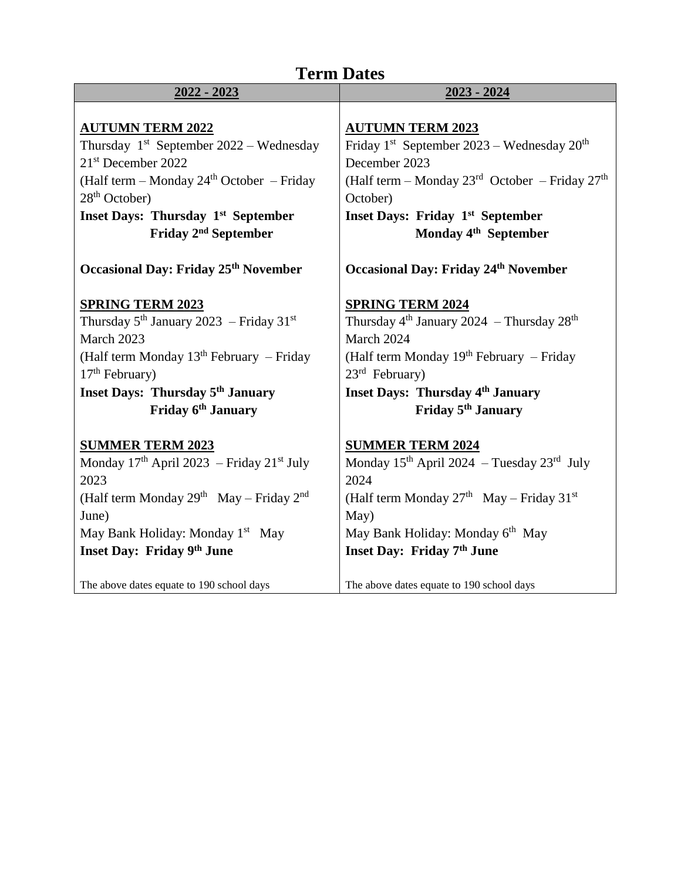# Term Dates

| 2022 - 2023 | 2023 - 2024 |
|---|---|
| **AUTUMN TERM 2022**<br>Thursday 1st September 2022 – Wednesday 21st December 2022<br>(Half term – Monday 24th October – Friday 28th October)<br>**Inset Days: Thursday 1st September**<br>**Friday 2nd September**<br><br>**Occasional Day: Friday 25th November** | **AUTUMN TERM 2023**<br>Friday 1st September 2023 – Wednesday 20th December 2023<br>(Half term – Monday 23rd October – Friday 27th October)<br>**Inset Days: Friday 1st September**<br>**Monday 4th September**<br><br>**Occasional Day: Friday 24th November** |
| **SPRING TERM 2023**<br>Thursday 5th January 2023 – Friday 31st March 2023<br>(Half term Monday 13th February – Friday 17th February)<br>**Inset Days: Thursday 5th January**<br>**Friday 6th January** | **SPRING TERM 2024**<br>Thursday 4th January 2024 – Thursday 28th March 2024<br>(Half term Monday 19th February – Friday 23rd February)<br>**Inset Days: Thursday 4th January**<br>**Friday 5th January** |
| **SUMMER TERM 2023**<br>Monday 17th April 2023 – Friday 21st July 2023<br>(Half term Monday 29th May – Friday 2nd June)<br>May Bank Holiday: Monday 1st May<br>**Inset Day: Friday 9th June** | **SUMMER TERM 2024**<br>Monday 15th April 2024 – Tuesday 23rd July 2024<br>(Half term Monday 27th May – Friday 31st May)<br>May Bank Holiday: Monday 6th May<br>**Inset Day: Friday 7th June** |
| The above dates equate to 190 school days | The above dates equate to 190 school days |